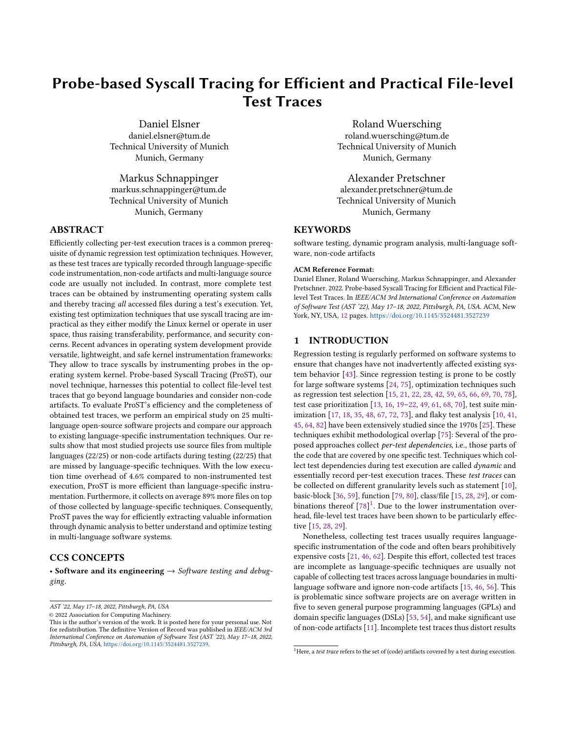# Probe-based Syscall Tracing for Efficient and Practical File-level Test Traces

Daniel Elsner
daniel.elsner@tum.de
Technical University of Munich
Munich, Germany

Roland Wuersching
roland.wuersching@tum.de
Technical University of Munich
Munich, Germany

Markus Schnappinger
markus.schnappinger@tum.de
Technical University of Munich
Munich, Germany

Alexander Pretschner
alexander.pretschner@tum.de
Technical University of Munich
Munich, Germany

## ABSTRACT

Efficiently collecting per-test execution traces is a common prerequisite of dynamic regression test optimization techniques. However, as these test traces are typically recorded through language-specific code instrumentation, non-code artifacts and multi-language source code are usually not included. In contrast, more complete test traces can be obtained by instrumenting operating system calls and thereby tracing *all* accessed files during a test's execution. Yet, existing test optimization techniques that use syscall tracing are impractical as they either modify the Linux kernel or operate in user space, thus raising transferability, performance, and security concerns. Recent advances in operating system development provide versatile, lightweight, and safe kernel instrumentation frameworks: They allow to trace syscalls by instrumenting probes in the operating system kernel. Probe-based Syscall Tracing (ProST), our novel technique, harnesses this potential to collect file-level test traces that go beyond language boundaries and consider non-code artifacts. To evaluate ProST's efficiency and the completeness of obtained test traces, we perform an empirical study on 25 multi-language open-source software projects and compare our approach to existing language-specific instrumentation techniques. Our results show that most studied projects use source files from multiple languages (22/25) or non-code artifacts during testing (22/25) that are missed by language-specific techniques. With the low execution time overhead of 4.6% compared to non-instrumented test execution, ProST is more efficient than language-specific instrumentation. Furthermore, it collects on average 89% more files on top of those collected by language-specific techniques. Consequently, ProST paves the way for efficiently extracting valuable information through dynamic analysis to better understand and optimize testing in multi-language software systems.

## CCS CONCEPTS

• **Software and its engineering** → *Software testing and debugging*.

## KEYWORDS

software testing, dynamic program analysis, multi-language software, non-code artifacts

**ACM Reference Format:**
Daniel Elsner, Roland Wuersching, Markus Schnappinger, and Alexander Pretschner. 2022. Probe-based Syscall Tracing for Efficient and Practical File-level Test Traces. In *IEEE/ACM 3rd International Conference on Automation of Software Test (AST '22), May 17–18, 2022, Pittsburgh, PA, USA.* ACM, New York, NY, USA, 12 pages. https://doi.org/10.1145/3524481.3527239

AST '22, May 17–18, 2022, Pittsburgh, PA, USA
© 2022 Association for Computing Machinery.
This is the author's version of the work. It is posted here for your personal use. Not for redistribution. The definitive Version of Record was published in *IEEE/ACM 3rd International Conference on Automation of Software Test (AST '22), May 17–18, 2022, Pittsburgh, PA, USA*, https://doi.org/10.1145/3524481.3527239.

## 1 INTRODUCTION

Regression testing is regularly performed on software systems to ensure that changes have not inadvertently affected existing system behavior [43]. Since regression testing is prone to be costly for large software systems [24, 75], optimization techniques such as regression test selection [15, 21, 22, 28, 42, 59, 65, 66, 69, 70, 78], test case prioritization [13, 16, 19–22, 49, 61, 68, 70], test suite minimization [17, 18, 35, 48, 67, 72, 73], and flaky test analysis [10, 41, 45, 64, 82] have been extensively studied since the 1970s [25]. These techniques exhibit methodological overlap [75]: Several of the proposed approaches collect *per-test dependencies*, i.e., those parts of the code that are covered by one specific test. Techniques which collect test dependencies during test execution are called *dynamic* and essentially record per-test execution traces. These *test traces* can be collected on different granularity levels such as statement [10], basic-block [36, 59], function [79, 80], class/file [15, 28, 29], or combinations thereof [78][1]. Due to the lower instrumentation overhead, file-level test traces have been shown to be particularly effective [15, 28, 29].

Nonetheless, collecting test traces usually requires language-specific instrumentation of the code and often bears prohibitively expensive costs [21, 46, 62]. Despite this effort, collected test traces are incomplete as language-specific techniques are usually not capable of collecting test traces across language boundaries in multi-language software and ignore non-code artifacts [15, 46, 56]. This is problematic since software projects are on average written in five to seven general purpose programming languages (GPLs) and domain specific languages (DSLs) [53, 54], and make significant use of non-code artifacts [11]. Incomplete test traces thus distort results

[1] Here, a *test trace* refers to the set of (code) artifacts covered by a test during execution.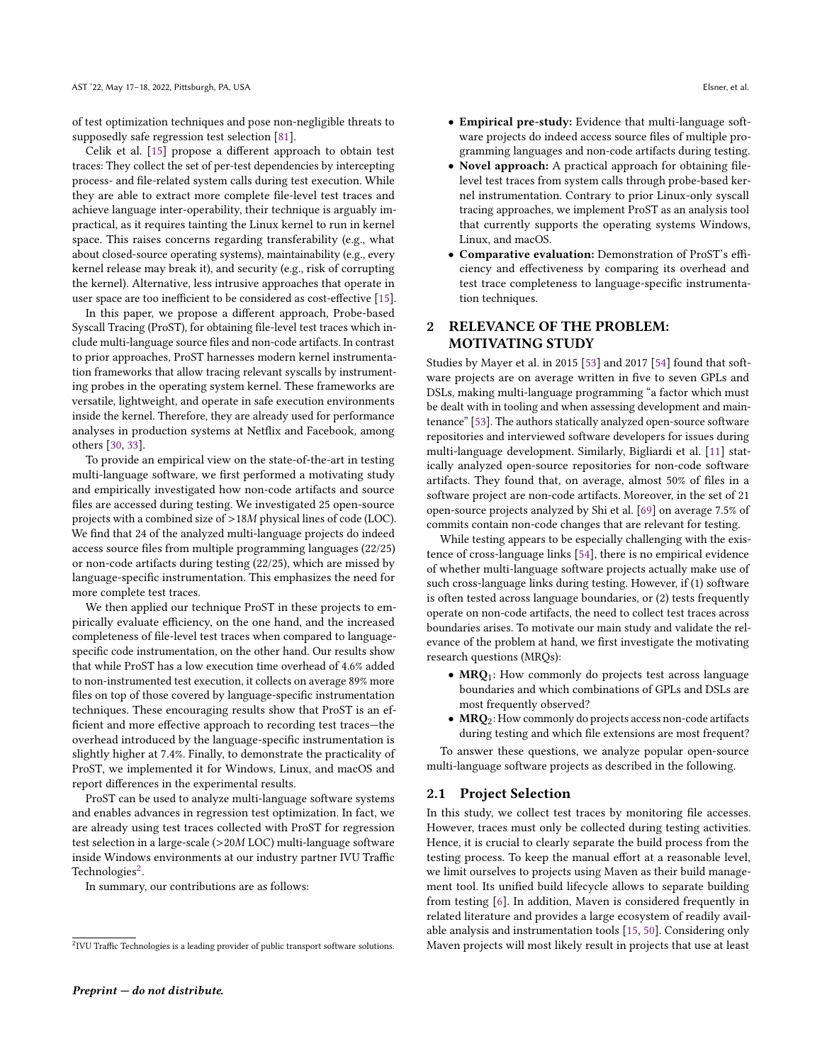of test optimization techniques and pose non-negligible threats to supposedly safe regression test selection [81].

Celik et al. [15] propose a different approach to obtain test traces: They collect the set of per-test dependencies by intercepting process- and file-related system calls during test execution. While they are able to extract more complete file-level test traces and achieve language inter-operability, their technique is arguably impractical, as it requires tainting the Linux kernel to run in kernel space. This raises concerns regarding transferability (e.g., what about closed-source operating systems), maintainability (e.g., every kernel release may break it), and security (e.g., risk of corrupting the kernel). Alternative, less intrusive approaches that operate in user space are too inefficient to be considered as cost-effective [15].

In this paper, we propose a different approach, Probe-based Syscall Tracing (ProST), for obtaining file-level test traces which include multi-language source files and non-code artifacts. In contrast to prior approaches, ProST harnesses modern kernel instrumentation frameworks that allow tracing relevant syscalls by instrumenting probes in the operating system kernel. These frameworks are versatile, lightweight, and operate in safe execution environments inside the kernel. Therefore, they are already used for performance analyses in production systems at Netflix and Facebook, among others [30, 33].

To provide an empirical view on the state-of-the-art in testing multi-language software, we first performed a motivating study and empirically investigated how non-code artifacts and source files are accessed during testing. We investigated 25 open-source projects with a combined size of >18*M* physical lines of code (LOC). We find that 24 of the analyzed multi-language projects do indeed access source files from multiple programming languages (22/25) or non-code artifacts during testing (22/25), which are missed by language-specific instrumentation. This emphasizes the need for more complete test traces.

We then applied our technique ProST in these projects to empirically evaluate efficiency, on the one hand, and the increased completeness of file-level test traces when compared to language-specific code instrumentation, on the other hand. Our results show that while ProST has a low execution time overhead of 4.6% added to non-instrumented test execution, it collects on average 89% more files on top of those covered by language-specific instrumentation techniques. These encouraging results show that ProST is an efficient and more effective approach to recording test traces—the overhead introduced by the language-specific instrumentation is slightly higher at 7.4%. Finally, to demonstrate the practicality of ProST, we implemented it for Windows, Linux, and macOS and report differences in the experimental results.

ProST can be used to analyze multi-language software systems and enables advances in regression test optimization. In fact, we are already using test traces collected with ProST for regression test selection in a large-scale (>20*M* LOC) multi-language software inside Windows environments at our industry partner IVU Traffic Technologies[2].

In summary, our contributions are as follows:

- **Empirical pre-study:** Evidence that multi-language software projects do indeed access source files of multiple programming languages and non-code artifacts during testing.
- **Novel approach:** A practical approach for obtaining file-level test traces from system calls through probe-based kernel instrumentation. Contrary to prior Linux-only syscall tracing approaches, we implement ProST as an analysis tool that currently supports the operating systems Windows, Linux, and macOS.
- **Comparative evaluation:** Demonstration of ProST's efficiency and effectiveness by comparing its overhead and test trace completeness to language-specific instrumentation techniques.

## 2 RELEVANCE OF THE PROBLEM: MOTIVATING STUDY

Studies by Mayer et al. in 2015 [53] and 2017 [54] found that software projects are on average written in five to seven GPLs and DSLs, making multi-language programming "a factor which must be dealt with in tooling and when assessing development and maintenance" [53]. The authors statically analyzed open-source software repositories and interviewed software developers for issues during multi-language development. Similarly, Bigliardi et al. [11] statically analyzed open-source repositories for non-code software artifacts. They found that, on average, almost 50% of files in a software project are non-code artifacts. Moreover, in the set of 21 open-source projects analyzed by Shi et al. [69] on average 7.5% of commits contain non-code changes that are relevant for testing.

While testing appears to be especially challenging with the existence of cross-language links [54], there is no empirical evidence of whether multi-language software projects actually make use of such cross-language links during testing. However, if (1) software is often tested across language boundaries, or (2) tests frequently operate on non-code artifacts, the need to collect test traces across boundaries arises. To motivate our main study and validate the relevance of the problem at hand, we first investigate the motivating research questions (MRQs):

- **$MRQ_1$:** How commonly do projects test across language boundaries and which combinations of GPLs and DSLs are most frequently observed?
- **$MRQ_2$:** How commonly do projects access non-code artifacts during testing and which file extensions are most frequent?

To answer these questions, we analyze popular open-source multi-language software projects as described in the following.

### 2.1 Project Selection

In this study, we collect test traces by monitoring file accesses. However, traces must only be collected during testing activities. Hence, it is crucial to clearly separate the build process from the testing process. To keep the manual effort at a reasonable level, we limit ourselves to projects using Maven as their build management tool. Its unified build lifecycle allows to separate building from testing [6]. In addition, Maven is considered frequently in related literature and provides a large ecosystem of readily available analysis and instrumentation tools [15, 50]. Considering only Maven projects will most likely result in projects that use at least

[2] IVU Traffic Technologies is a leading provider of public transport software solutions.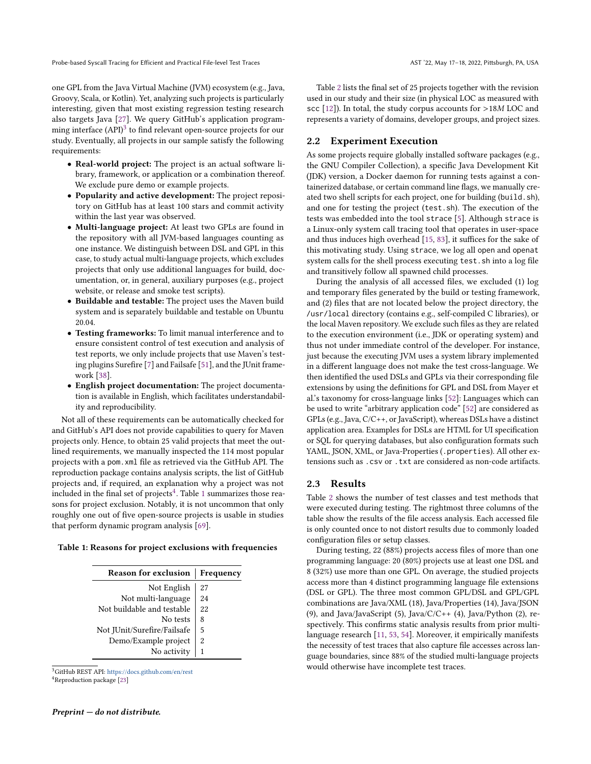one GPL from the Java Virtual Machine (JVM) ecosystem (e.g., Java, Groovy, Scala, or Kotlin). Yet, analyzing such projects is particularly interesting, given that most existing regression testing research also targets Java [27]. We query GitHub's application programming interface (API)[3] to find relevant open-source projects for our study. Eventually, all projects in our sample satisfy the following requirements:

- **Real-world project:** The project is an actual software library, framework, or application or a combination thereof. We exclude pure demo or example projects.
- **Popularity and active development:** The project repository on GitHub has at least 100 stars and commit activity within the last year was observed.
- **Multi-language project:** At least two GPLs are found in the repository with all JVM-based languages counting as one instance. We distinguish between DSL and GPL in this case, to study actual multi-language projects, which excludes projects that only use additional languages for build, documentation, or, in general, auxiliary purposes (e.g., project website, or release and smoke test scripts).
- **Buildable and testable:** The project uses the Maven build system and is separately buildable and testable on Ubuntu 20.04.
- **Testing frameworks:** To limit manual interference and to ensure consistent control of test execution and analysis of test reports, we only include projects that use Maven's testing plugins Surefire [7] and Failsafe [51], and the JUnit framework [38].
- **English project documentation:** The project documentation is available in English, which facilitates understandability and reproducibility.

Not all of these requirements can be automatically checked for and GitHub's API does not provide capabilities to query for Maven projects only. Hence, to obtain 25 valid projects that meet the outlined requirements, we manually inspected the 114 most popular projects with a `pom.xml` file as retrieved via the GitHub API. The reproduction package contains analysis scripts, the list of GitHub projects and, if required, an explanation why a project was not included in the final set of projects[4]. Table 1 summarizes those reasons for project exclusion. Notably, it is not uncommon that only roughly one out of five open-source projects is usable in studies that perform dynamic program analysis [69].

**Table 1: Reasons for project exclusions with frequencies**

| Reason for exclusion | Frequency |
|---:|---|
| Not English | 27 |
| Not multi-language | 24 |
| Not buildable and testable | 22 |
| No tests | 8 |
| Not JUnit/Surefire/Failsafe | 5 |
| Demo/Example project | 2 |
| No activity | 1 |

[3] GitHub REST API: https://docs.github.com/en/rest

[4] Reproduction package [23]

Table 2 lists the final set of 25 projects together with the revision used in our study and their size (in physical LOC as measured with `scc` [12]). In total, the study corpus accounts for >18*M* LOC and represents a variety of domains, developer groups, and project sizes.

## 2.2 Experiment Execution

As some projects require globally installed software packages (e.g., the GNU Compiler Collection), a specific Java Development Kit (JDK) version, a Docker daemon for running tests against a containerized database, or certain command line flags, we manually created two shell scripts for each project, one for building (`build.sh`), and one for testing the project (`test.sh`). The execution of the tests was embedded into the tool `strace` [5]. Although `strace` is a Linux-only system call tracing tool that operates in user-space and thus induces high overhead [15, 83], it suffices for the sake of this motivating study. Using `strace`, we log all `open` and `openat` system calls for the shell process executing `test.sh` into a log file and transitively follow all spawned child processes.

During the analysis of all accessed files, we excluded (1) log and temporary files generated by the build or testing framework, and (2) files that are not located below the project directory, the `/usr/local` directory (contains e.g., self-compiled C libraries), or the local Maven repository. We exclude such files as they are related to the execution environment (i.e., JDK or operating system) and thus not under immediate control of the developer. For instance, just because the executing JVM uses a system library implemented in a different language does not make the test cross-language. We then identified the used DSLs and GPLs via their corresponding file extensions by using the definitions for GPL and DSL from Mayer et al.'s taxonomy for cross-language links [52]: Languages which can be used to write "arbitrary application code" [52] are considered as GPLs (e.g., Java, C/C++, or JavaScript), whereas DSLs have a distinct application area. Examples for DSLs are HTML for UI specification or SQL for querying databases, but also configuration formats such YAML, JSON, XML, or Java-Properties (`.properties`). All other extensions such as `.csv` or `.txt` are considered as non-code artifacts.

## 2.3 Results

Table 2 shows the number of test classes and test methods that were executed during testing. The rightmost three columns of the table show the results of the file access analysis. Each accessed file is only counted once to not distort results due to commonly loaded configuration files or setup classes.

During testing, 22 (88%) projects access files of more than one programming language: 20 (80%) projects use at least one DSL and 8 (32%) use more than one GPL. On average, the studied projects access more than 4 distinct programming language file extensions (DSL or GPL). The three most common GPL/DSL and GPL/GPL combinations are Java/XML (18), Java/Properties (14), Java/JSON (9), and Java/JavaScript (5), Java/C/C++ (4), Java/Python (2), respectively. This confirms static analysis results from prior multi-language research [11, 53, 54]. Moreover, it empirically manifests the necessity of test traces that also capture file accesses across language boundaries, since 88% of the studied multi-language projects would otherwise have incomplete test traces.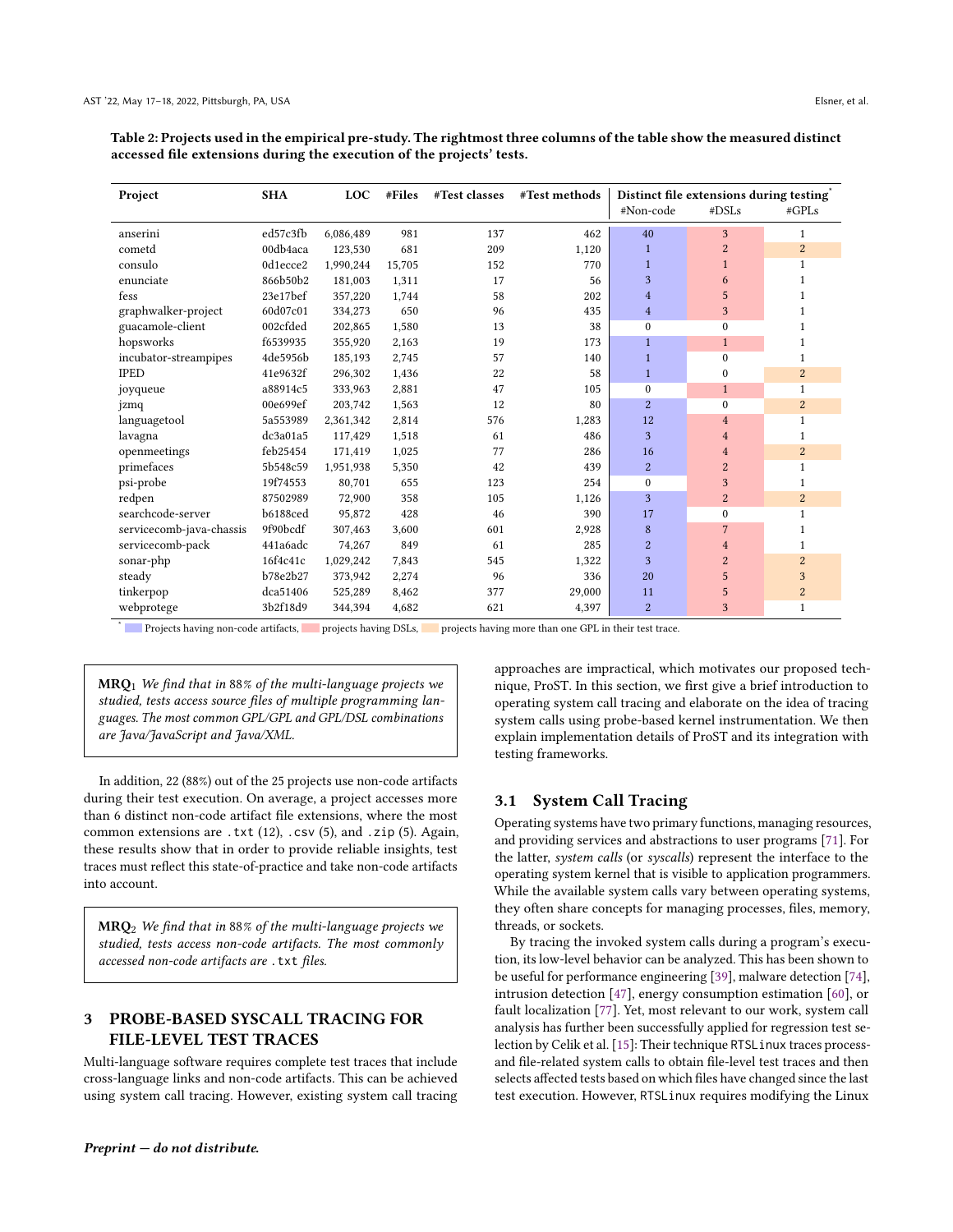**Table 2: Projects used in the empirical pre-study. The rightmost three columns of the table show the measured distinct accessed file extensions during the execution of the projects' tests.**

| Project | SHA | LOC | #Files | #Test classes | #Test methods | Distinct file extensions during testing* | | |
|---|---|---|---|---|---|---|---|---|
| | | | | | | #Non-code | #DSLs | #GPLs |
| anserini | ed57c3fb | 6,086,489 | 981 | 137 | 462 | 40 | 3 | 1 |
| cometd | 00db4aca | 123,530 | 681 | 209 | 1,120 | 1 | 2 | 2 |
| consulo | 0d1ecce2 | 1,990,244 | 15,705 | 152 | 770 | 1 | 1 | 1 |
| enunciate | 866b50b2 | 181,003 | 1,311 | 17 | 56 | 3 | 6 | 1 |
| fess | 23e17bef | 357,220 | 1,744 | 58 | 202 | 4 | 5 | 1 |
| graphwalker-project | 60d07c01 | 334,273 | 650 | 96 | 435 | 4 | 3 | 1 |
| guacamole-client | 002cfded | 202,865 | 1,580 | 13 | 38 | 0 | 0 | 1 |
| hopsworks | f6539935 | 355,920 | 2,163 | 19 | 173 | 1 | 1 | 1 |
| incubator-streampipes | 4de5956b | 185,193 | 2,745 | 57 | 140 | 1 | 0 | 1 |
| IPED | 41e9632f | 296,302 | 1,436 | 22 | 58 | 1 | 0 | 2 |
| joyqueue | a88914c5 | 333,963 | 2,881 | 47 | 105 | 0 | 1 | 1 |
| jzmq | 00e699ef | 203,742 | 1,563 | 12 | 80 | 2 | 0 | 2 |
| languagetool | 5a553989 | 2,361,342 | 2,814 | 576 | 1,283 | 12 | 4 | 1 |
| lavagna | dc3a01a5 | 117,429 | 1,518 | 61 | 486 | 3 | 4 | 1 |
| openmeetings | feb25454 | 171,419 | 1,025 | 77 | 286 | 16 | 4 | 2 |
| primefaces | 5b548c59 | 1,951,938 | 5,350 | 42 | 439 | 2 | 2 | 1 |
| psi-probe | 19f74553 | 80,701 | 655 | 123 | 254 | 0 | 3 | 1 |
| redpen | 87502989 | 72,900 | 358 | 105 | 1,126 | 3 | 2 | 2 |
| searchcode-server | b6188ced | 95,872 | 428 | 46 | 390 | 17 | 0 | 1 |
| servicecomb-java-chassis | 9f90bcdf | 307,463 | 3,600 | 601 | 2,928 | 8 | 7 | 1 |
| servicecomb-pack | 441a6adc | 74,267 | 849 | 61 | 285 | 2 | 4 | 1 |
| sonar-php | 16f4c41c | 1,029,242 | 7,843 | 545 | 1,322 | 3 | 2 | 2 |
| steady | b78e2b27 | 373,942 | 2,274 | 96 | 336 | 20 | 5 | 3 |
| tinkerpop | dca51406 | 525,289 | 8,462 | 377 | 29,000 | 11 | 5 | 2 |
| webprotege | 3b2f18d9 | 344,394 | 4,682 | 621 | 4,397 | 2 | 3 | 1 |

\* Projects having non-code artifacts, projects having DSLs, projects having more than one GPL in their test trace.

> **MRQ$_1$** *We find that in 88% of the multi-language projects we studied, tests access source files of multiple programming languages. The most common GPL/GPL and GPL/DSL combinations are Java/JavaScript and Java/XML.*

In addition, 22 (88%) out of the 25 projects use non-code artifacts during their test execution. On average, a project accesses more than 6 distinct non-code artifact file extensions, where the most common extensions are `.txt` (12), `.csv` (5), and `.zip` (5). Again, these results show that in order to provide reliable insights, test traces must reflect this state-of-practice and take non-code artifacts into account.

> **MRQ$_2$** *We find that in 88% of the multi-language projects we studied, tests access non-code artifacts. The most commonly accessed non-code artifacts are* `.txt` *files.*

## 3 PROBE-BASED SYSCALL TRACING FOR FILE-LEVEL TEST TRACES

Multi-language software requires complete test traces that include cross-language links and non-code artifacts. This can be achieved using system call tracing. However, existing system call tracing approaches are impractical, which motivates our proposed technique, ProST. In this section, we first give a brief introduction to operating system call tracing and elaborate on the idea of tracing system calls using probe-based kernel instrumentation. We then explain implementation details of ProST and its integration with testing frameworks.

### 3.1 System Call Tracing

Operating systems have two primary functions, managing resources, and providing services and abstractions to user programs [71]. For the latter, *system calls* (or *syscalls*) represent the interface to the operating system kernel that is visible to application programmers. While the available system calls vary between operating systems, they often share concepts for managing processes, files, memory, threads, or sockets.

By tracing the invoked system calls during a program's execution, its low-level behavior can be analyzed. This has been shown to be useful for performance engineering [39], malware detection [74], intrusion detection [47], energy consumption estimation [60], or fault localization [77]. Yet, most relevant to our work, system call analysis has further been successfully applied for regression test selection by Celik et al. [15]: Their technique `RTSLinux` traces process- and file-related system calls to obtain file-level test traces and then selects affected tests based on which files have changed since the last test execution. However, `RTSLinux` requires modifying the Linux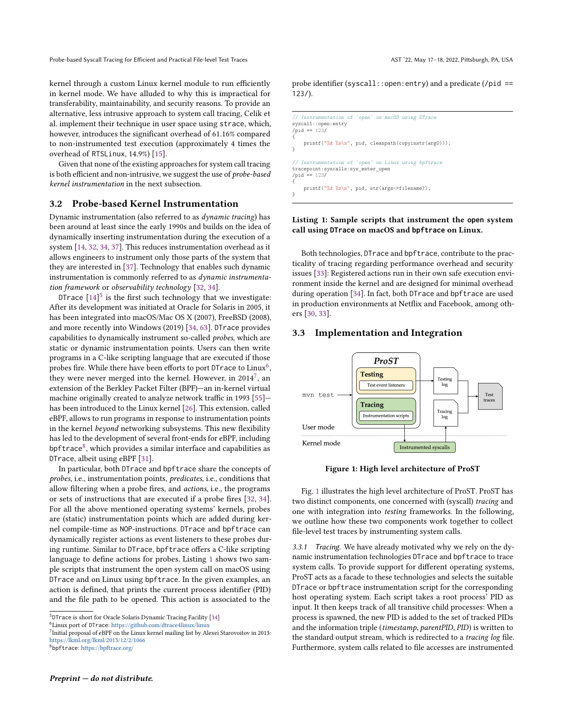kernel through a custom Linux kernel module to run efficiently in kernel mode. We have alluded to why this is impractical for transferability, maintainability, and security reasons. To provide an alternative, less intrusive approach to system call tracing, Celik et al. implement their technique in user space using strace, which, however, introduces the significant overhead of 61.16% compared to non-instrumented test execution (approximately 4 times the overhead of RTSLinux, 14.9%) [15].

Given that none of the existing approaches for system call tracing is both efficient and non-intrusive, we suggest the use of *probe-based kernel instrumentation* in the next subsection.

## 3.2 Probe-based Kernel Instrumentation

Dynamic instrumentation (also referred to as *dynamic tracing*) has been around at least since the early 1990s and builds on the idea of dynamically inserting instrumentation during the execution of a system [14, 32, 34, 37]. This reduces instrumentation overhead as it allows engineers to instrument only those parts of the system that they are interested in [37]. Technology that enables such dynamic instrumentation is commonly referred to as *dynamic instrumentation framework* or *observability technology* [32, 34].

DTrace [14][5] is the first such technology that we investigate: After its development was initiated at Oracle for Solaris in 2005, it has been integrated into macOS/Mac OS X (2007), FreeBSD (2008), and more recently into Windows (2019) [34, 63]. DTrace provides capabilities to dynamically instrument so-called *probes*, which are static or dynamic instrumentation points. Users can then write programs in a C-like scripting language that are executed if those probes fire. While there have been efforts to port DTrace to Linux[6], they were never merged into the kernel. However, in 2014[7], an extension of the Berkley Packet Filter (BPF)—an in-kernel virtual machine originally created to analyze network traffic in 1993 [55]—has been introduced to the Linux kernel [26]. This extension, called eBPF, allows to run programs in response to instrumentation points in the kernel *beyond* networking subsystems. This new flexibility has led to the development of several front-ends for eBPF, including bpftrace[8], which provides a similar interface and capabilities as DTrace, albeit using eBPF [31].

In particular, both DTrace and bpftrace share the concepts of *probes*, i.e., instrumentation points, *predicates*, i.e., conditions that allow filtering when a probe fires, and *actions*, i.e., the programs or sets of instructions that are executed if a probe fires [32, 34]. For all the above mentioned operating systems' kernels, probes are (static) instrumentation points which are added during kernel compile-time as NOP-instructions. DTrace and bpftrace can dynamically register actions as event listeners to these probes during runtime. Similar to DTrace, bpftrace offers a C-like scripting language to define actions for probes. Listing 1 shows two sample scripts that instrument the open system call on macOS using DTrace and on Linux using bpftrace. In the given examples, an action is defined, that prints the current process identifier (PID) and the file path to be opened. This action is associated to the probe identifier (syscall::open:entry) and a predicate (/pid == 123/).

```
// Instrumentation of `open` on macOS using DTrace
syscall::open:entry
/pid == 123/
{
    printf("%d %s\n", pid, cleanpath(copyinstr(arg0)));
}

// Instrumentation of `open` on Linux using bpftrace
tracepoint:syscalls:sys_enter_open
/pid == 123/
{
    printf("%d %s\n", pid, str(args->filename));
}
```

**Listing 1: Sample scripts that instrument the open system call using DTrace on macOS and bpftrace on Linux.**

Both technologies, DTrace and bpftrace, contribute to the practicality of tracing regarding performance overhead and security issues [33]: Registered actions run in their own safe execution environment inside the kernel and are designed for minimal overhead during operation [34]. In fact, both DTrace and bpftrace are used in production environments at Netflix and Facebook, among others [30, 33].

## 3.3 Implementation and Integration

**Figure 1: High level architecture of ProST**

Fig. 1 illustrates the high level architecture of ProST. ProST has two distinct components, one concerned with (syscall) *tracing* and one with integration into *testing* frameworks. In the following, we outline how these two components work together to collect file-level test traces by instrumenting system calls.

*3.3.1 Tracing.* We have already motivated why we rely on the dynamic instrumentation technologies DTrace and bpftrace to trace system calls. To provide support for different operating systems, ProST acts as a facade to these technologies and selects the suitable DTrace or bpftrace instrumentation script for the corresponding host operating system. Each script takes a root process' PID as input. It then keeps track of all transitive child processes: When a process is spawned, the new PID is added to the set of tracked PIDs and the information triple (*timestamp*, *parentPID*, *PID*) is written to the standard output stream, which is redirected to a *tracing log* file. Furthermore, system calls related to file accesses are instrumented

---

[5] DTrace is short for Oracle Solaris Dynamic Tracing Facility [34]

[6] Linux port of DTrace: https://github.com/dtrace4linux/linux

[7] Initial proposal of eBPF on the Linux kernel mailing list by Alexei Starovoitov in 2013: https://lkml.org/lkml/2013/12/2/1066

[8] bpftrace: https://bpftrace.org/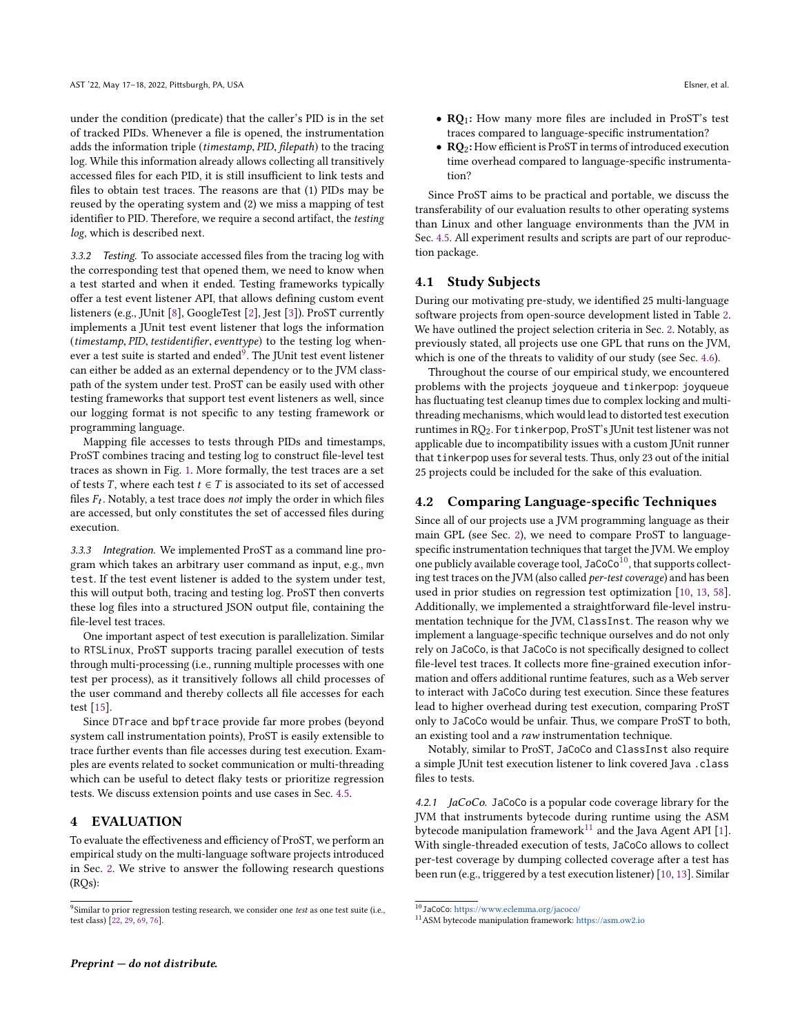under the condition (predicate) that the caller's PID is in the set of tracked PIDs. Whenever a file is opened, the instrumentation adds the information triple (*timestamp*, *PID*, *filepath*) to the tracing log. While this information already allows collecting all transitively accessed files for each PID, it is still insufficient to link tests and files to obtain test traces. The reasons are that (1) PIDs may be reused by the operating system and (2) we miss a mapping of test identifier to PID. Therefore, we require a second artifact, the *testing log*, which is described next.

*3.3.2 Testing.* To associate accessed files from the tracing log with the corresponding test that opened them, we need to know when a test started and when it ended. Testing frameworks typically offer a test event listener API, that allows defining custom event listeners (e.g., JUnit [8], GoogleTest [2], Jest [3]). ProST currently implements a JUnit test event listener that logs the information (*timestamp*, *PID*, *testidentifier*, *eventtype*) to the testing log whenever a test suite is started and ended[9]. The JUnit test event listener can either be added as an external dependency or to the JVM classpath of the system under test. ProST can be easily used with other testing frameworks that support test event listeners as well, since our logging format is not specific to any testing framework or programming language.

Mapping file accesses to tests through PIDs and timestamps, ProST combines tracing and testing log to construct file-level test traces as shown in Fig. 1. More formally, the test traces are a set of tests $T$, where each test $t \in T$ is associated to its set of accessed files $F_t$. Notably, a test trace does *not* imply the order in which files are accessed, but only constitutes the set of accessed files during execution.

*3.3.3 Integration.* We implemented ProST as a command line program which takes an arbitrary user command as input, e.g., `mvn test`. If the test event listener is added to the system under test, this will output both, tracing and testing log. ProST then converts these log files into a structured JSON output file, containing the file-level test traces.

One important aspect of test execution is parallelization. Similar to `RTSLinux`, ProST supports tracing parallel execution of tests through multi-processing (i.e., running multiple processes with one test per process), as it transitively follows all child processes of the user command and thereby collects all file accesses for each test [15].

Since `DTrace` and `bpftrace` provide far more probes (beyond system call instrumentation points), ProST is easily extensible to trace further events than file accesses during test execution. Examples are events related to socket communication or multi-threading which can be useful to detect flaky tests or prioritize regression tests. We discuss extension points and use cases in Sec. 4.5.

## 4 EVALUATION

To evaluate the effectiveness and efficiency of ProST, we perform an empirical study on the multi-language software projects introduced in Sec. 2. We strive to answer the following research questions (RQs):

- **RQ$_1$:** How many more files are included in ProST's test traces compared to language-specific instrumentation?
- **RQ$_2$:** How efficient is ProST in terms of introduced execution time overhead compared to language-specific instrumentation?

Since ProST aims to be practical and portable, we discuss the transferability of our evaluation results to other operating systems than Linux and other language environments than the JVM in Sec. 4.5. All experiment results and scripts are part of our reproduction package.

### 4.1 Study Subjects

During our motivating pre-study, we identified 25 multi-language software projects from open-source development listed in Table 2. We have outlined the project selection criteria in Sec. 2. Notably, as previously stated, all projects use one GPL that runs on the JVM, which is one of the threats to validity of our study (see Sec. 4.6).

Throughout the course of our empirical study, we encountered problems with the projects `joyqueue` and `tinkerpop`: `joyqueue` has fluctuating test cleanup times due to complex locking and multi-threading mechanisms, which would lead to distorted test execution runtimes in RQ$_2$. For `tinkerpop`, ProST's JUnit test listener was not applicable due to incompatibility issues with a custom JUnit runner that `tinkerpop` uses for several tests. Thus, only 23 out of the initial 25 projects could be included for the sake of this evaluation.

### 4.2 Comparing Language-specific Techniques

Since all of our projects use a JVM programming language as their main GPL (see Sec. 2), we need to compare ProST to language-specific instrumentation techniques that target the JVM. We employ one publicly available coverage tool, `JaCoCo`[10], that supports collecting test traces on the JVM (also called *per-test coverage*) and has been used in prior studies on regression test optimization [10, 13, 58]. Additionally, we implemented a straightforward file-level instrumentation technique for the JVM, `ClassInst`. The reason why we implement a language-specific technique ourselves and do not only rely on `JaCoCo`, is that `JaCoCo` is not specifically designed to collect file-level test traces. It collects more fine-grained execution information and offers additional runtime features, such as a Web server to interact with `JaCoCo` during test execution. Since these features lead to higher overhead during test execution, comparing ProST only to `JaCoCo` would be unfair. Thus, we compare ProST to both, an existing tool and a *raw* instrumentation technique.

Notably, similar to ProST, `JaCoCo` and `ClassInst` also require a simple JUnit test execution listener to link covered Java `.class` files to tests.

*4.2.1 JaCoCo.* `JaCoCo` is a popular code coverage library for the JVM that instruments bytecode during runtime using the ASM bytecode manipulation framework[11] and the Java Agent API [1]. With single-threaded execution of tests, `JaCoCo` allows to collect per-test coverage by dumping collected coverage after a test has been run (e.g., triggered by a test execution listener) [10, 13]. Similar

[9] Similar to prior regression testing research, we consider one *test* as one test suite (i.e., test class) [22, 29, 69, 76].

[10] JaCoCo: https://www.eclemma.org/jacoco/

[11] ASM bytecode manipulation framework: https://asm.ow2.io

*Preprint — do not distribute.*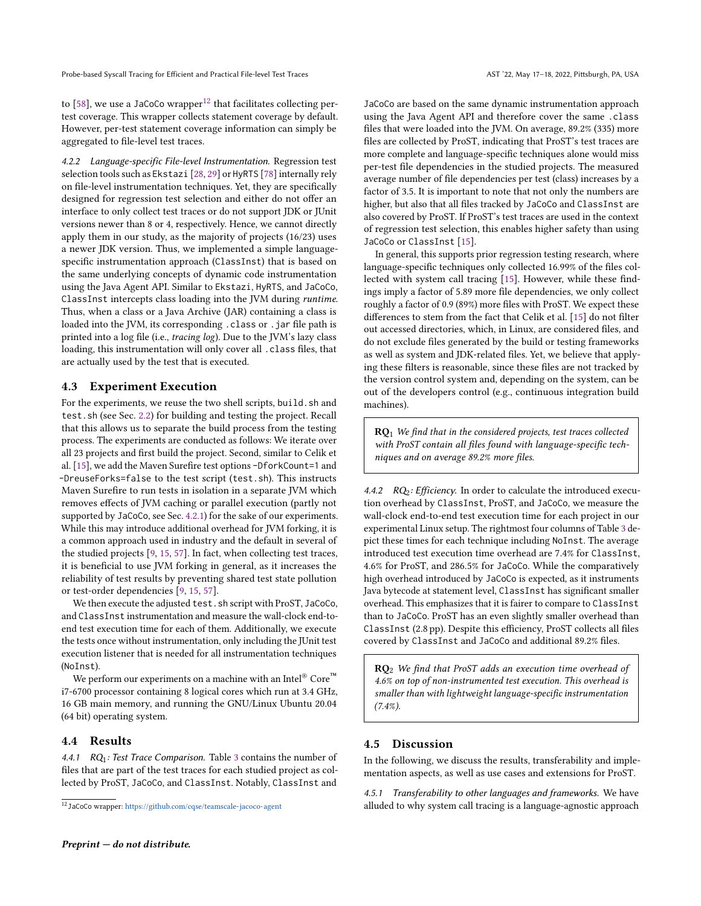to [58], we use a JaCoCo wrapper[12] that facilitates collecting per-test coverage. This wrapper collects statement coverage by default. However, per-test statement coverage information can simply be aggregated to file-level test traces.

*4.2.2 Language-specific File-level Instrumentation.* Regression test selection tools such as Ekstazi [28, 29] or HyRTS [78] internally rely on file-level instrumentation techniques. Yet, they are specifically designed for regression test selection and either do not offer an interface to only collect test traces or do not support JDK or JUnit versions newer than 8 or 4, respectively. Hence, we cannot directly apply them in our study, as the majority of projects (16/23) uses a newer JDK version. Thus, we implemented a simple language-specific instrumentation approach (ClassInst) that is based on the same underlying concepts of dynamic code instrumentation using the Java Agent API. Similar to Ekstazi, HyRTS, and JaCoCo, ClassInst intercepts class loading into the JVM during *runtime*. Thus, when a class or a Java Archive (JAR) containing a class is loaded into the JVM, its corresponding .class or .jar file path is printed into a log file (i.e., *tracing log*). Due to the JVM's lazy class loading, this instrumentation will only cover all .class files, that are actually used by the test that is executed.

## 4.3 Experiment Execution

For the experiments, we reuse the two shell scripts, build.sh and test.sh (see Sec. 2.2) for building and testing the project. Recall that this allows us to separate the build process from the testing process. The experiments are conducted as follows: We iterate over all 23 projects and first build the project. Second, similar to Celik et al. [15], we add the Maven Surefire test options -DforkCount=1 and -DreuseForks=false to the test script (test.sh). This instructs Maven Surefire to run tests in isolation in a separate JVM which removes effects of JVM caching or parallel execution (partly not supported by JaCoCo, see Sec. 4.2.1) for the sake of our experiments. While this may introduce additional overhead for JVM forking, it is a common approach used in industry and the default in several of the studied projects [9, 15, 57]. In fact, when collecting test traces, it is beneficial to use JVM forking in general, as it increases the reliability of test results by preventing shared test state pollution or test-order dependencies [9, 15, 57].

We then execute the adjusted test.sh script with ProST, JaCoCo, and ClassInst instrumentation and measure the wall-clock end-to-end test execution time for each of them. Additionally, we execute the tests once without instrumentation, only including the JUnit test execution listener that is needed for all instrumentation techniques (NoInst).

We perform our experiments on a machine with an Intel® Core™ i7-6700 processor containing 8 logical cores which run at 3.4 GHz, 16 GB main memory, and running the GNU/Linux Ubuntu 20.04 (64 bit) operating system.

## 4.4 Results

*4.4.1 RQ$_1$: Test Trace Comparison.* Table 3 contains the number of files that are part of the test traces for each studied project as collected by ProST, JaCoCo, and ClassInst. Notably, ClassInst and JaCoCo are based on the same dynamic instrumentation approach using the Java Agent API and therefore cover the same .class files that were loaded into the JVM. On average, 89.2% (335) more files are collected by ProST, indicating that ProST's test traces are more complete and language-specific techniques alone would miss per-test file dependencies in the studied projects. The measured average number of file dependencies per test (class) increases by a factor of 3.5. It is important to note that not only the numbers are higher, but also that all files tracked by JaCoCo and ClassInst are also covered by ProST. If ProST's test traces are used in the context of regression test selection, this enables higher safety than using JaCoCo or ClassInst [15].

In general, this supports prior regression testing research, where language-specific techniques only collected 16.99% of the files collected with system call tracing [15]. However, while these findings imply a factor of 5.89 more file dependencies, we only collect roughly a factor of 0.9 (89%) more files with ProST. We expect these differences to stem from the fact that Celik et al. [15] do not filter out accessed directories, which, in Linux, are considered files, and do not exclude files generated by the build or testing frameworks as well as system and JDK-related files. Yet, we believe that applying these filters is reasonable, since these files are not tracked by the version control system and, depending on the system, can be out of the developers control (e.g., continuous integration build machines).

> **RQ$_1$** *We find that in the considered projects, test traces collected with ProST contain all files found with language-specific techniques and on average 89.2% more files.*

*4.4.2 RQ$_2$: Efficiency.* In order to calculate the introduced execution overhead by ClassInst, ProST, and JaCoCo, we measure the wall-clock end-to-end test execution time for each project in our experimental Linux setup. The rightmost four columns of Table 3 depict these times for each technique including NoInst. The average introduced test execution time overhead are 7.4% for ClassInst, 4.6% for ProST, and 286.5% for JaCoCo. While the comparatively high overhead introduced by JaCoCo is expected, as it instruments Java bytecode at statement level, ClassInst has significant smaller overhead. This emphasizes that it is fairer to compare to ClassInst than to JaCoCo. ProST has an even slightly smaller overhead than ClassInst (2.8 pp). Despite this efficiency, ProST collects all files covered by ClassInst and JaCoCo and additional 89.2% files.

> **RQ$_2$** *We find that ProST adds an execution time overhead of 4.6% on top of non-instrumented test execution. This overhead is smaller than with lightweight language-specific instrumentation (7.4%).*

## 4.5 Discussion

In the following, we discuss the results, transferability and implementation aspects, as well as use cases and extensions for ProST.

*4.5.1 Transferability to other languages and frameworks.* We have alluded to why system call tracing is a language-agnostic approach

[12] JaCoCo wrapper: https://github.com/cqse/teamscale-jacoco-agent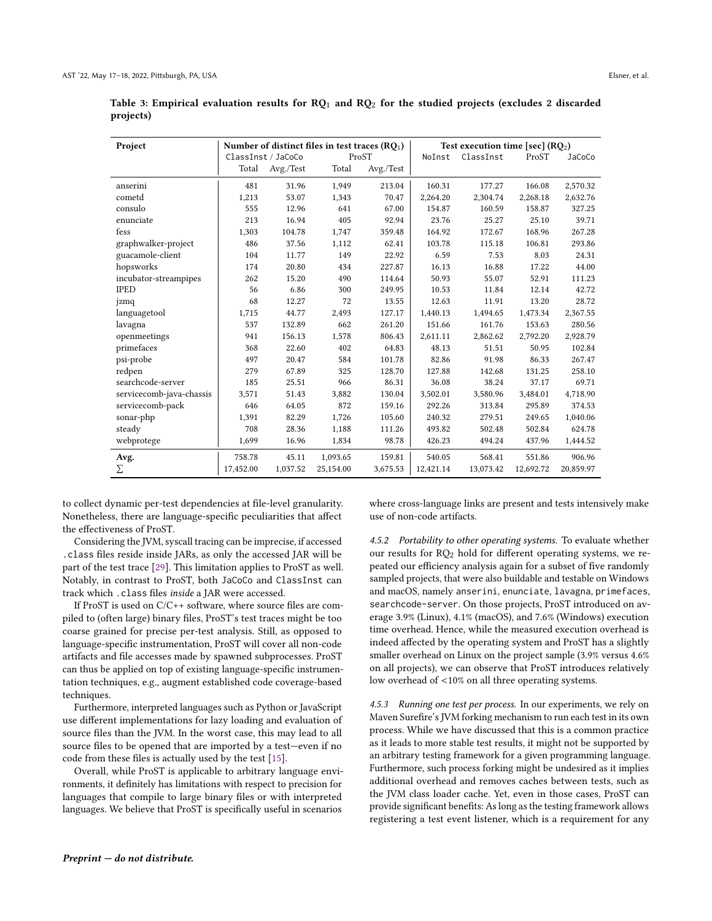**Table 3: Empirical evaluation results for $RQ_1$ and $RQ_2$ for the studied projects (excludes 2 discarded projects)**

| Project | Number of distinct files in test traces ($RQ_1$) | | | | Test execution time [sec] ($RQ_2$) | | | |
|---|---|---|---|---|---|---|---|---|
| | ClassInst / JaCoCo | | ProST | | NoInst | ClassInst | ProST | JaCoCo |
| | Total | Avg./Test | Total | Avg./Test | | | | |
| anserini | 481 | 31.96 | 1,949 | 213.04 | 160.31 | 177.27 | 166.08 | 2,570.32 |
| cometd | 1,213 | 53.07 | 1,343 | 70.47 | 2,264.20 | 2,304.74 | 2,268.18 | 2,632.76 |
| consulo | 555 | 12.96 | 641 | 67.00 | 154.87 | 160.59 | 158.87 | 327.25 |
| enunciate | 213 | 16.94 | 405 | 92.94 | 23.76 | 25.27 | 25.10 | 39.71 |
| fess | 1,303 | 104.78 | 1,747 | 359.48 | 164.92 | 172.67 | 168.96 | 267.28 |
| graphwalker-project | 486 | 37.56 | 1,112 | 62.41 | 103.78 | 115.18 | 106.81 | 293.86 |
| guacamole-client | 104 | 11.77 | 149 | 22.92 | 6.59 | 7.53 | 8.03 | 24.31 |
| hopsworks | 174 | 20.80 | 434 | 227.87 | 16.13 | 16.88 | 17.22 | 44.00 |
| incubator-streampipes | 262 | 15.20 | 490 | 114.64 | 50.93 | 55.07 | 52.91 | 111.23 |
| IPED | 56 | 6.86 | 300 | 249.95 | 10.53 | 11.84 | 12.14 | 42.72 |
| jzmq | 68 | 12.27 | 72 | 13.55 | 12.63 | 11.91 | 13.20 | 28.72 |
| languagetool | 1,715 | 44.77 | 2,493 | 127.17 | 1,440.13 | 1,494.65 | 1,473.34 | 2,367.55 |
| lavagna | 537 | 132.89 | 662 | 261.20 | 151.66 | 161.76 | 153.63 | 280.56 |
| openmeetings | 941 | 156.13 | 1,578 | 806.43 | 2,611.11 | 2,862.62 | 2,792.20 | 2,928.79 |
| primefaces | 368 | 22.60 | 402 | 64.83 | 48.13 | 51.51 | 50.95 | 102.84 |
| psi-probe | 497 | 20.47 | 584 | 101.78 | 82.86 | 91.98 | 86.33 | 267.47 |
| redpen | 279 | 67.89 | 325 | 128.70 | 127.88 | 142.68 | 131.25 | 258.10 |
| searchcode-server | 185 | 25.51 | 966 | 86.31 | 36.08 | 38.24 | 37.17 | 69.71 |
| servicecomb-java-chassis | 3,571 | 51.43 | 3,882 | 130.04 | 3,502.01 | 3,580.96 | 3,484.01 | 4,718.90 |
| servicecomb-pack | 646 | 64.05 | 872 | 159.16 | 292.26 | 313.84 | 295.89 | 374.53 |
| sonar-php | 1,391 | 82.29 | 1,726 | 105.60 | 240.32 | 279.51 | 249.65 | 1,040.06 |
| steady | 708 | 28.36 | 1,188 | 111.26 | 493.82 | 502.48 | 502.84 | 624.78 |
| webprotege | 1,699 | 16.96 | 1,834 | 98.78 | 426.23 | 494.24 | 437.96 | 1,444.52 |
| **Avg.** | 758.78 | 45.11 | 1,093.65 | 159.81 | 540.05 | 568.41 | 551.86 | 906.96 |
| $\sum$ | 17,452.00 | 1,037.52 | 25,154.00 | 3,675.53 | 12,421.14 | 13,073.42 | 12,692.72 | 20,859.97 |

to collect dynamic per-test dependencies at file-level granularity. Nonetheless, there are language-specific peculiarities that affect the effectiveness of ProST.

Considering the JVM, syscall tracing can be imprecise, if accessed `.class` files reside inside JARs, as only the accessed JAR will be part of the test trace [29]. This limitation applies to ProST as well. Notably, in contrast to ProST, both JaCoCo and ClassInst can track which `.class` files *inside* a JAR were accessed.

If ProST is used on C/C++ software, where source files are compiled to (often large) binary files, ProST's test traces might be too coarse grained for precise per-test analysis. Still, as opposed to language-specific instrumentation, ProST will cover all non-code artifacts and file accesses made by spawned subprocesses. ProST can thus be applied on top of existing language-specific instrumentation techniques, e.g., augment established code coverage-based techniques.

Furthermore, interpreted languages such as Python or JavaScript use different implementations for lazy loading and evaluation of source files than the JVM. In the worst case, this may lead to all source files to be opened that are imported by a test—even if no code from these files is actually used by the test [15].

Overall, while ProST is applicable to arbitrary language environments, it definitely has limitations with respect to precision for languages that compile to large binary files or with interpreted languages. We believe that ProST is specifically useful in scenarios where cross-language links are present and tests intensively make use of non-code artifacts.

#### 4.5.2 Portability to other operating systems.

To evaluate whether our results for $RQ_2$ hold for different operating systems, we repeated our efficiency analysis again for a subset of five randomly sampled projects, that were also buildable and testable on Windows and macOS, namely `anserini`, `enunciate`, `lavagna`, `primefaces`, `searchcode-server`. On those projects, ProST introduced on average 3.9% (Linux), 4.1% (macOS), and 7.6% (Windows) execution time overhead. Hence, while the measured execution overhead is indeed affected by the operating system and ProST has a slightly smaller overhead on Linux on the project sample (3.9% versus 4.6% on all projects), we can observe that ProST introduces relatively low overhead of <10% on all three operating systems.

#### 4.5.3 Running one test per process.

In our experiments, we rely on Maven Surefire's JVM forking mechanism to run each test in its own process. While we have discussed that this is a common practice as it leads to more stable test results, it might not be supported by an arbitrary testing framework for a given programming language. Furthermore, such process forking might be undesired as it implies additional overhead and removes caches between tests, such as the JVM class loader cache. Yet, even in those cases, ProST can provide significant benefits: As long as the testing framework allows registering a test event listener, which is a requirement for any

***Preprint — do not distribute.***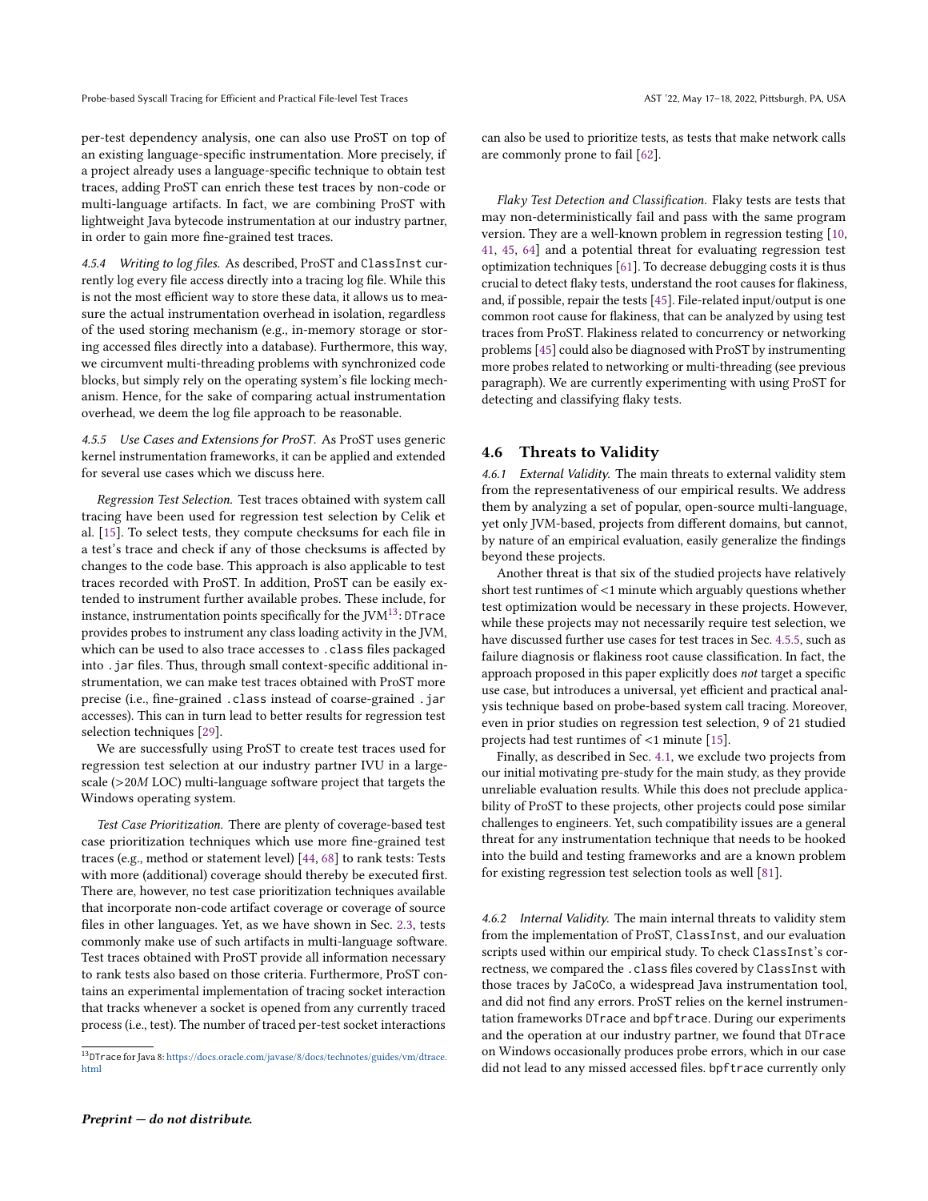per-test dependency analysis, one can also use ProST on top of an existing language-specific instrumentation. More precisely, if a project already uses a language-specific technique to obtain test traces, adding ProST can enrich these test traces by non-code or multi-language artifacts. In fact, we are combining ProST with lightweight Java bytecode instrumentation at our industry partner, in order to gain more fine-grained test traces.

*4.5.4 Writing to log files.* As described, ProST and ClassInst currently log every file access directly into a tracing log file. While this is not the most efficient way to store these data, it allows us to measure the actual instrumentation overhead in isolation, regardless of the used storing mechanism (e.g., in-memory storage or storing accessed files directly into a database). Furthermore, this way, we circumvent multi-threading problems with synchronized code blocks, but simply rely on the operating system's file locking mechanism. Hence, for the sake of comparing actual instrumentation overhead, we deem the log file approach to be reasonable.

*4.5.5 Use Cases and Extensions for ProST.* As ProST uses generic kernel instrumentation frameworks, it can be applied and extended for several use cases which we discuss here.

*Regression Test Selection.* Test traces obtained with system call tracing have been used for regression test selection by Celik et al. [15]. To select tests, they compute checksums for each file in a test's trace and check if any of those checksums is affected by changes to the code base. This approach is also applicable to test traces recorded with ProST. In addition, ProST can be easily extended to instrument further available probes. These include, for instance, instrumentation points specifically for the JVM[13]: DTrace provides probes to instrument any class loading activity in the JVM, which can be used to also trace accesses to .class files packaged into .jar files. Thus, through small context-specific additional instrumentation, we can make test traces obtained with ProST more precise (i.e., fine-grained .class instead of coarse-grained .jar accesses). This can in turn lead to better results for regression test selection techniques [29].

We are successfully using ProST to create test traces used for regression test selection at our industry partner IVU in a large-scale (>20*M* LOC) multi-language software project that targets the Windows operating system.

*Test Case Prioritization.* There are plenty of coverage-based test case prioritization techniques which use more fine-grained test traces (e.g., method or statement level) [44, 68] to rank tests: Tests with more (additional) coverage should thereby be executed first. There are, however, no test case prioritization techniques available that incorporate non-code artifact coverage or coverage of source files in other languages. Yet, as we have shown in Sec. 2.3, tests commonly make use of such artifacts in multi-language software. Test traces obtained with ProST provide all information necessary to rank tests also based on those criteria. Furthermore, ProST contains an experimental implementation of tracing socket interaction that tracks whenever a socket is opened from any currently traced process (i.e., test). The number of traced per-test socket interactions can also be used to prioritize tests, as tests that make network calls are commonly prone to fail [62].

*Flaky Test Detection and Classification.* Flaky tests are tests that may non-deterministically fail and pass with the same program version. They are a well-known problem in regression testing [10, 41, 45, 64] and a potential threat for evaluating regression test optimization techniques [61]. To decrease debugging costs it is thus crucial to detect flaky tests, understand the root causes for flakiness, and, if possible, repair the tests [45]. File-related input/output is one common root cause for flakiness, that can be analyzed by using test traces from ProST. Flakiness related to concurrency or networking problems [45] could also be diagnosed with ProST by instrumenting more probes related to networking or multi-threading (see previous paragraph). We are currently experimenting with using ProST for detecting and classifying flaky tests.

## 4.6 Threats to Validity

*4.6.1 External Validity.* The main threats to external validity stem from the representativeness of our empirical results. We address them by analyzing a set of popular, open-source multi-language, yet only JVM-based, projects from different domains, but cannot, by nature of an empirical evaluation, easily generalize the findings beyond these projects.

Another threat is that six of the studied projects have relatively short test runtimes of <1 minute which arguably questions whether test optimization would be necessary in these projects. However, while these projects may not necessarily require test selection, we have discussed further use cases for test traces in Sec. 4.5.5, such as failure diagnosis or flakiness root cause classification. In fact, the approach proposed in this paper explicitly does *not* target a specific use case, but introduces a universal, yet efficient and practical analysis technique based on probe-based system call tracing. Moreover, even in prior studies on regression test selection, 9 of 21 studied projects had test runtimes of <1 minute [15].

Finally, as described in Sec. 4.1, we exclude two projects from our initial motivating pre-study for the main study, as they provide unreliable evaluation results. While this does not preclude applicability of ProST to these projects, other projects could pose similar challenges to engineers. Yet, such compatibility issues are a general threat for any instrumentation technique that needs to be hooked into the build and testing frameworks and are a known problem for existing regression test selection tools as well [81].

*4.6.2 Internal Validity.* The main internal threats to validity stem from the implementation of ProST, ClassInst, and our evaluation scripts used within our empirical study. To check ClassInst's correctness, we compared the .class files covered by ClassInst with those traces by JaCoCo, a widespread Java instrumentation tool, and did not find any errors. ProST relies on the kernel instrumentation frameworks DTrace and bpftrace. During our experiments and the operation at our industry partner, we found that DTrace on Windows occasionally produces probe errors, which in our case did not lead to any missed accessed files. bpftrace currently only

[13] DTrace for Java 8: https://docs.oracle.com/javase/8/docs/technotes/guides/vm/dtrace.html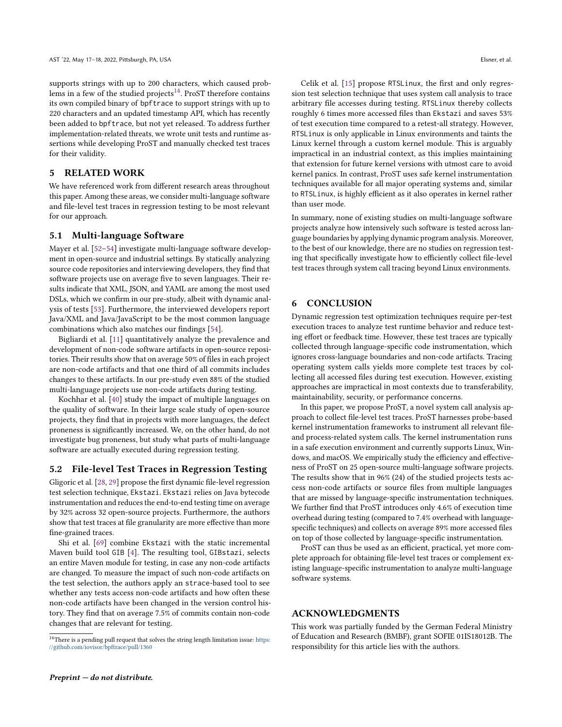supports strings with up to 200 characters, which caused problems in a few of the studied projects[14]. ProST therefore contains its own compiled binary of bpftrace to support strings with up to 220 characters and an updated timestamp API, which has recently been added to bpftrace, but not yet released. To address further implementation-related threats, we wrote unit tests and runtime assertions while developing ProST and manually checked test traces for their validity.

## 5 RELATED WORK

We have referenced work from different research areas throughout this paper. Among these areas, we consider multi-language software and file-level test traces in regression testing to be most relevant for our approach.

### 5.1 Multi-language Software

Mayer et al. [52–54] investigate multi-language software development in open-source and industrial settings. By statically analyzing source code repositories and interviewing developers, they find that software projects use on average five to seven languages. Their results indicate that XML, JSON, and YAML are among the most used DSLs, which we confirm in our pre-study, albeit with dynamic analysis of tests [53]. Furthermore, the interviewed developers report Java/XML and Java/JavaScript to be the most common language combinations which also matches our findings [54].

Bigliardi et al. [11] quantitatively analyze the prevalence and development of non-code software artifacts in open-source repositories. Their results show that on average 50% of files in each project are non-code artifacts and that one third of all commits includes changes to these artifacts. In our pre-study even 88% of the studied multi-language projects use non-code artifacts during testing.

Kochhar et al. [40] study the impact of multiple languages on the quality of software. In their large scale study of open-source projects, they find that in projects with more languages, the defect proneness is significantly increased. We, on the other hand, do not investigate bug proneness, but study what parts of multi-language software are actually executed during regression testing.

### 5.2 File-level Test Traces in Regression Testing

Gligoric et al. [28, 29] propose the first dynamic file-level regression test selection technique, Ekstazi. Ekstazi relies on Java bytecode instrumentation and reduces the end-to-end testing time on average by 32% across 32 open-source projects. Furthermore, the authors show that test traces at file granularity are more effective than more fine-grained traces.

Shi et al. [69] combine Ekstazi with the static incremental Maven build tool GIB [4]. The resulting tool, GIBstazi, selects an entire Maven module for testing, in case any non-code artifacts are changed. To measure the impact of such non-code artifacts on the test selection, the authors apply an strace-based tool to see whether any tests access non-code artifacts and how often these non-code artifacts have been changed in the version control history. They find that on average 7.5% of commits contain non-code changes that are relevant for testing.

Celik et al. [15] propose RTSLinux, the first and only regression test selection technique that uses system call analysis to trace arbitrary file accesses during testing. RTSLinux thereby collects roughly 6 times more accessed files than Ekstazi and saves 53% of test execution time compared to a retest-all strategy. However, RTSLinux is only applicable in Linux environments and taints the Linux kernel through a custom kernel module. This is arguably impractical in an industrial context, as this implies maintaining that extension for future kernel versions with utmost care to avoid kernel panics. In contrast, ProST uses safe kernel instrumentation techniques available for all major operating systems and, similar to RTSLinux, is highly efficient as it also operates in kernel rather than user mode.

In summary, none of existing studies on multi-language software projects analyze how intensively such software is tested across language boundaries by applying dynamic program analysis. Moreover, to the best of our knowledge, there are no studies on regression testing that specifically investigate how to efficiently collect file-level test traces through system call tracing beyond Linux environments.

## 6 CONCLUSION

Dynamic regression test optimization techniques require per-test execution traces to analyze test runtime behavior and reduce testing effort or feedback time. However, these test traces are typically collected through language-specific code instrumentation, which ignores cross-language boundaries and non-code artifacts. Tracing operating system calls yields more complete test traces by collecting all accessed files during test execution. However, existing approaches are impractical in most contexts due to transferability, maintainability, security, or performance concerns.

In this paper, we propose ProST, a novel system call analysis approach to collect file-level test traces. ProST harnesses probe-based kernel instrumentation frameworks to instrument all relevant file- and process-related system calls. The kernel instrumentation runs in a safe execution environment and currently supports Linux, Windows, and macOS. We empirically study the efficiency and effectiveness of ProST on 25 open-source multi-language software projects. The results show that in 96% (24) of the studied projects tests access non-code artifacts or source files from multiple languages that are missed by language-specific instrumentation techniques. We further find that ProST introduces only 4.6% of execution time overhead during testing (compared to 7.4% overhead with language-specific techniques) and collects on average 89% more accessed files on top of those collected by language-specific instrumentation.

ProST can thus be used as an efficient, practical, yet more complete approach for obtaining file-level test traces or complement existing language-specific instrumentation to analyze multi-language software systems.

## ACKNOWLEDGMENTS

This work was partially funded by the German Federal Ministry of Education and Research (BMBF), grant SOFIE 01IS18012B. The responsibility for this article lies with the authors.

---

[14] There is a pending pull request that solves the string length limitation issue: https://github.com/iovisor/bpftrace/pull/1360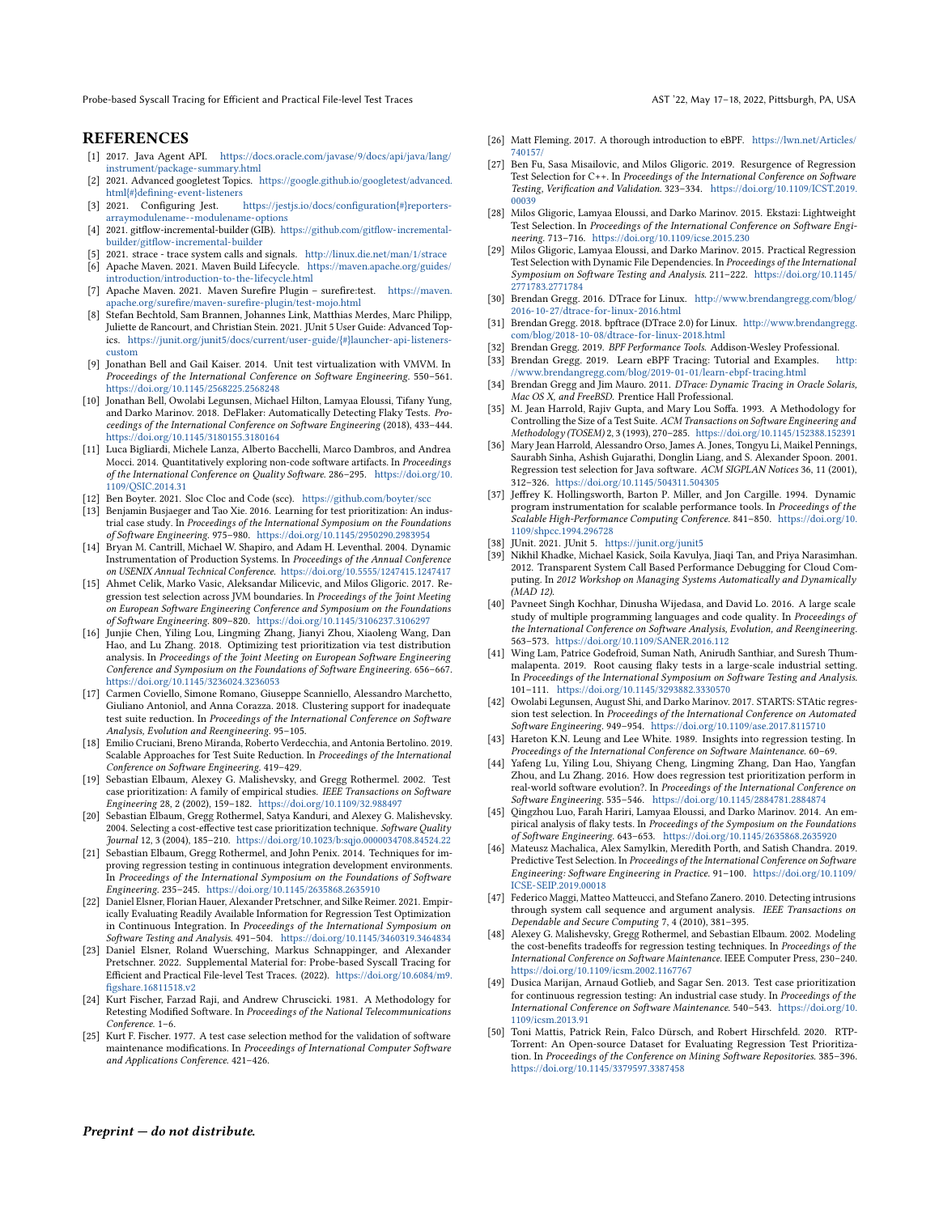# REFERENCES

[1] 2017. Java Agent API. https://docs.oracle.com/javase/9/docs/api/java/lang/instrument/package-summary.html

[2] 2021. Advanced googletest Topics. https://google.github.io/googletest/advanced.html{#}defining-event-listeners

[3] 2021. Configuring Jest. https://jestjs.io/docs/configuration{#}reporters-arraymodulename--modulename-options

[4] 2021. gitflow-incremental-builder (GIB). https://github.com/gitflow-incremental-builder/gitflow-incremental-builder

[5] 2021. strace - trace system calls and signals. http://linux.die.net/man/1/strace

[6] Apache Maven. 2021. Maven Build Lifecycle. https://maven.apache.org/guides/introduction/introduction-to-the-lifecycle.html

[7] Apache Maven. 2021. Maven Surefire Plugin – surefire:test. https://maven.apache.org/surefire/maven-surefire-plugin/test-mojo.html

[8] Stefan Bechtold, Sam Brannen, Johannes Link, Matthias Merdes, Marc Philipp, Juliette de Rancourt, and Christian Stein. 2021. JUnit 5 User Guide: Advanced Topics. https://junit.org/junit5/docs/current/user-guide/{#}launcher-api-listeners-custom

[9] Jonathan Bell and Gail Kaiser. 2014. Unit test virtualization with VMVM. In *Proceedings of the International Conference on Software Engineering*. 550–561. https://doi.org/10.1145/2568225.2568248

[10] Jonathan Bell, Owolabi Legunsen, Michael Hilton, Lamyaa Eloussi, Tifany Yung, and Darko Marinov. 2018. DeFlaker: Automatically Detecting Flaky Tests. *Proceedings of the International Conference on Software Engineering* (2018), 433–444. https://doi.org/10.1145/3180155.3180164

[11] Luca Bigliardi, Michele Lanza, Alberto Bacchelli, Marco Dambros, and Andrea Mocci. 2014. Quantitatively exploring non-code software artifacts. In *Proceedings of the International Conference on Quality Software*. 286–295. https://doi.org/10.1109/QSIC.2014.31

[12] Ben Boyter. 2021. Sloc Cloc and Code (scc). https://github.com/boyter/scc

[13] Benjamin Busjaeger and Tao Xie. 2016. Learning for test prioritization: An industrial case study. In *Proceedings of the International Symposium on the Foundations of Software Engineering*. 975–980. https://doi.org/10.1145/2950290.2983954

[14] Bryan M. Cantrill, Michael W. Shapiro, and Adam H. Leventhal. 2004. Dynamic Instrumentation of Production Systems. In *Proceedings of the Annual Conference on USENIX Annual Technical Conference*. https://doi.org/10.5555/1247415.1247417

[15] Ahmet Celik, Marko Vasic, Aleksandar Milicevic, and Milos Gligoric. 2017. Regression test selection across JVM boundaries. In *Proceedings of the Joint Meeting on European Software Engineering Conference and Symposium on the Foundations of Software Engineering*. 809–820. https://doi.org/10.1145/3106237.3106297

[16] Junjie Chen, Yiling Lou, Lingming Zhang, Jianyi Zhou, Xiaoleng Wang, Dan Hao, and Lu Zhang. 2018. Optimizing test prioritization via test distribution analysis. In *Proceedings of the Joint Meeting on European Software Engineering Conference and Symposium on the Foundations of Software Engineering*. 656–667. https://doi.org/10.1145/3236024.3236053

[17] Carmen Coviello, Simone Romano, Giuseppe Scanniello, Alessandro Marchetto, Giuliano Antoniol, and Anna Corazza. 2018. Clustering support for inadequate test suite reduction. In *Proceedings of the International Conference on Software Analysis, Evolution and Reengineering*. 95–105.

[18] Emilio Cruciani, Breno Miranda, Roberto Verdecchia, and Antonia Bertolino. 2019. Scalable Approaches for Test Suite Reduction. In *Proceedings of the International Conference on Software Engineering*. 419–429.

[19] Sebastian Elbaum, Alexey G. Malishevsky, and Gregg Rothermel. 2002. Test case prioritization: A family of empirical studies. *IEEE Transactions on Software Engineering* 28, 2 (2002), 159–182. https://doi.org/10.1109/32.988497

[20] Sebastian Elbaum, Gregg Rothermel, Satya Kanduri, and Alexey G. Malishevsky. 2004. Selecting a cost-effective test case prioritization technique. *Software Quality Journal* 12, 3 (2004), 185–210. https://doi.org/10.1023/b:sqjo.0000034708.84524.22

[21] Sebastian Elbaum, Gregg Rothermel, and John Penix. 2014. Techniques for improving regression testing in continuous integration development environments. In *Proceedings of the International Symposium on the Foundations of Software Engineering*. 235–245. https://doi.org/10.1145/2635868.2635910

[22] Daniel Elsner, Florian Hauer, Alexander Pretschner, and Silke Reimer. 2021. Empirically Evaluating Readily Available Information for Regression Test Optimization in Continuous Integration. In *Proceedings of the International Symposium on Software Testing and Analysis*. 491–504. https://doi.org/10.1145/3460319.3464834

[23] Daniel Elsner, Roland Wuersching, Markus Schnappinger, and Alexander Pretschner. 2022. Supplemental Material for: Probe-based Syscall Tracing for Efficient and Practical File-level Test Traces. (2022). https://doi.org/10.6084/m9.figshare.16811518.v2

[24] Kurt Fischer, Farzad Raji, and Andrew Chruscicki. 1981. A Methodology for Retesting Modified Software. In *Proceedings of the National Telecommunications Conference*. 1–6.

[25] Kurt F. Fischer. 1977. A test case selection method for the validation of software maintenance modifications. In *Proceedings of International Computer Software and Applications Conference*. 421–426.

[26] Matt Fleming. 2017. A thorough introduction to eBPF. https://lwn.net/Articles/740157/

[27] Ben Fu, Sasa Misailovic, and Milos Gligoric. 2019. Resurgence of Regression Test Selection for C++. In *Proceedings of the International Conference on Software Testing, Verification and Validation*. 323–334. https://doi.org/10.1109/ICST.2019.00039

[28] Milos Gligoric, Lamyaa Eloussi, and Darko Marinov. 2015. Ekstazi: Lightweight Test Selection. In *Proceedings of the International Conference on Software Engineering*. 713–716. https://doi.org/10.1109/icse.2015.230

[29] Milos Gligoric, Lamyaa Eloussi, and Darko Marinov. 2015. Practical Regression Test Selection with Dynamic File Dependencies. In *Proceedings of the International Symposium on Software Testing and Analysis*. 211–222. https://doi.org/10.1145/2771783.2771784

[30] Brendan Gregg. 2016. DTrace for Linux. http://www.brendangregg.com/blog/2016-10-27/dtrace-for-linux-2016.html

[31] Brendan Gregg. 2018. bpftrace (DTrace 2.0) for Linux. http://www.brendangregg.com/blog/2018-10-08/dtrace-for-linux-2018.html

[32] Brendan Gregg. 2019. *BPF Performance Tools*. Addison-Wesley Professional.

[33] Brendan Gregg. 2019. Learn eBPF Tracing: Tutorial and Examples. http://www.brendangregg.com/blog/2019-01-01/learn-ebpf-tracing.html

[34] Brendan Gregg and Jim Mauro. 2011. *DTrace: Dynamic Tracing in Oracle Solaris, Mac OS X, and FreeBSD*. Prentice Hall Professional.

[35] M. Jean Harrold, Rajiv Gupta, and Mary Lou Soffa. 1993. A Methodology for Controlling the Size of a Test Suite. *ACM Transactions on Software Engineering and Methodology (TOSEM)* 2, 3 (1993), 270–285. https://doi.org/10.1145/152388.152391

[36] Mary Jean Harrold, Alessandro Orso, James A. Jones, Tongyu Li, Maikel Pennings, Saurabh Sinha, Ashish Gujarathi, Donglin Liang, and S. Alexander Spoon. 2001. Regression test selection for Java software. *ACM SIGPLAN Notices* 36, 11 (2001), 312–326. https://doi.org/10.1145/504311.504305

[37] Jeffrey K. Hollingsworth, Barton P. Miller, and Jon Cargille. 1994. Dynamic program instrumentation for scalable performance tools. In *Proceedings of the Scalable High-Performance Computing Conference*. 841–850. https://doi.org/10.1109/shpcc.1994.296728

[38] JUnit. 2021. JUnit 5. https://junit.org/junit5

[39] Nikhil Khadke, Michael Kasick, Soila Kavulya, Jiaqi Tan, and Priya Narasimhan. 2012. Transparent System Call Based Performance Debugging for Cloud Computing. In *2012 Workshop on Managing Systems Automatically and Dynamically (MAD 12)*.

[40] Pavneet Singh Kochhar, Dinusha Wijedasa, and David Lo. 2016. A large scale study of multiple programming languages and code quality. In *Proceedings of the International Conference on Software Analysis, Evolution, and Reengineering*. 563–573. https://doi.org/10.1109/SANER.2016.112

[41] Wing Lam, Patrice Godefroid, Suman Nath, Anirudh Santhiar, and Suresh Thummalapenta. 2019. Root causing flaky tests in a large-scale industrial setting. In *Proceedings of the International Symposium on Software Testing and Analysis*. 101–111. https://doi.org/10.1145/3293882.3330570

[42] Owolabi Legunsen, August Shi, and Darko Marinov. 2017. STARTS: STAtic regression test selection. In *Proceedings of the International Conference on Automated Software Engineering*. 949–954. https://doi.org/10.1109/ase.2017.8115710

[43] Hareton K.N. Leung and Lee White. 1989. Insights into regression testing. In *Proceedings of the International Conference on Software Maintenance*. 60–69.

[44] Yafeng Lu, Yiling Lou, Shiyang Cheng, Lingming Zhang, Dan Hao, Yangfan Zhou, and Lu Zhang. 2016. How does regression test prioritization perform in real-world software evolution?. In *Proceedings of the International Conference on Software Engineering*. 535–546. https://doi.org/10.1145/2884781.2884874

[45] Qingzhou Luo, Farah Hariri, Lamyaa Eloussi, and Darko Marinov. 2014. An empirical analysis of flaky tests. In *Proceedings of the Symposium on the Foundations of Software Engineering*. 643–653. https://doi.org/10.1145/2635868.2635920

[46] Mateusz Machalica, Alex Samylkin, Meredith Porth, and Satish Chandra. 2019. Predictive Test Selection. In *Proceedings of the International Conference on Software Engineering: Software Engineering in Practice*. 91–100. https://doi.org/10.1109/ICSE-SEIP.2019.00018

[47] Federico Maggi, Matteo Matteucci, and Stefano Zanero. 2010. Detecting intrusions through system call sequence and argument analysis. *IEEE Transactions on Dependable and Secure Computing* 7, 4 (2010), 381–395.

[48] Alexey G. Malishevsky, Gregg Rothermel, and Sebastian Elbaum. 2002. Modeling the cost-benefits tradeoffs for regression testing techniques. In *Proceedings of the International Conference on Software Maintenance*. IEEE Computer Press, 230–240. https://doi.org/10.1109/icsm.2002.1167767

[49] Dusica Marijan, Arnaud Gotlieb, and Sagar Sen. 2013. Test case prioritization for continuous regression testing: An industrial case study. In *Proceedings of the International Conference on Software Maintenance*. 540–543. https://doi.org/10.1109/icsm.2013.91

[50] Toni Mattis, Patrick Rein, Falco Dürsch, and Robert Hirschfeld. 2020. RTPTorrent: An Open-source Dataset for Evaluating Regression Test Prioritization. In *Proceedings of the Conference on Mining Software Repositories*. 385–396. https://doi.org/10.1145/3379597.3387458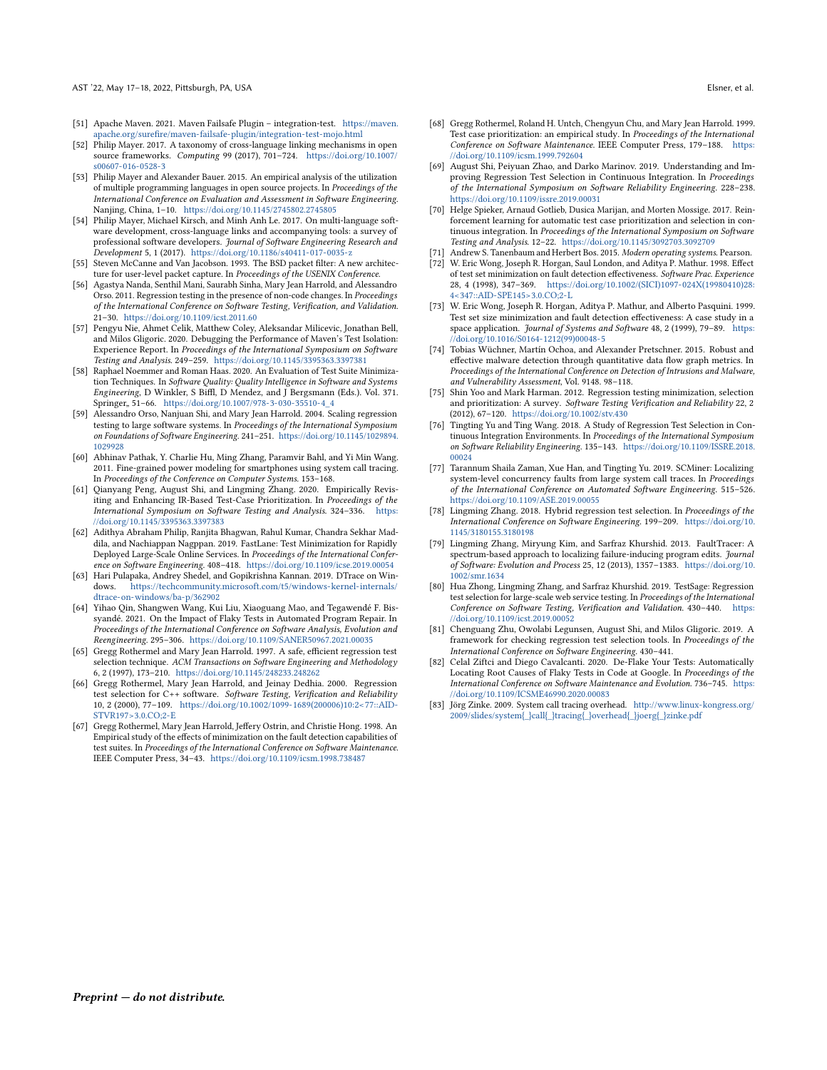[51] Apache Maven. 2021. Maven Failsafe Plugin – integration-test. https://maven.apache.org/surefire/maven-failsafe-plugin/integration-test-mojo.html

[52] Philip Mayer. 2017. A taxonomy of cross-language linking mechanisms in open source frameworks. *Computing* 99 (2017), 701–724. https://doi.org/10.1007/s00607-016-0528-3

[53] Philip Mayer and Alexander Bauer. 2015. An empirical analysis of the utilization of multiple programming languages in open source projects. In *Proceedings of the International Conference on Evaluation and Assessment in Software Engineering*. Nanjing, China, 1–10. https://doi.org/10.1145/2745802.2745805

[54] Philip Mayer, Michael Kirsch, and Minh Anh Le. 2017. On multi-language software development, cross-language links and accompanying tools: a survey of professional software developers. *Journal of Software Engineering Research and Development* 5, 1 (2017). https://doi.org/10.1186/s40411-017-0035-z

[55] Steven McCanne and Van Jacobson. 1993. The BSD packet filter: A new architecture for user-level packet capture. In *Proceedings of the USENIX Conference*.

[56] Agastya Nanda, Senthil Mani, Saurabh Sinha, Mary Jean Harrold, and Alessandro Orso. 2011. Regression testing in the presence of non-code changes. In *Proceedings of the International Conference on Software Testing, Verification, and Validation*. 21–30. https://doi.org/10.1109/icst.2011.60

[57] Pengyu Nie, Ahmet Celik, Matthew Coley, Aleksandar Milicevic, Jonathan Bell, and Milos Gligoric. 2020. Debugging the Performance of Maven's Test Isolation: Experience Report. In *Proceedings of the International Symposium on Software Testing and Analysis*. 249–259. https://doi.org/10.1145/3395363.3397381

[58] Raphael Noemmer and Roman Haas. 2020. An Evaluation of Test Suite Minimization Techniques. In *Software Quality: Quality Intelligence in Software and Systems Engineering*, D Winkler, S Biffl, D Mendez, and J Bergsmann (Eds.). Vol. 371. Springer,, 51–66. https://doi.org/10.1007/978-3-030-35510-4_4

[59] Alessandro Orso, Nanjuan Shi, and Mary Jean Harrold. 2004. Scaling regression testing to large software systems. In *Proceedings of the International Symposium on Foundations of Software Engineering*. 241–251. https://doi.org/10.1145/1029894.1029928

[60] Abhinav Pathak, Y. Charlie Hu, Ming Zhang, Paramvir Bahl, and Yi Min Wang. 2011. Fine-grained power modeling for smartphones using system call tracing. In *Proceedings of the Conference on Computer Systems*. 153–168.

[61] Qianyang Peng, August Shi, and Lingming Zhang. 2020. Empirically Revisiting and Enhancing IR-Based Test-Case Prioritization. In *Proceedings of the International Symposium on Software Testing and Analysis*. 324–336. https://doi.org/10.1145/3395363.3397383

[62] Adithya Abraham Philip, Ranjita Bhagwan, Rahul Kumar, Chandra Sekhar Maddila, and Nachiappan Nagppan. 2019. FastLane: Test Minimization for Rapidly Deployed Large-Scale Online Services. In *Proceedings of the International Conference on Software Engineering*. 408–418. https://doi.org/10.1109/icse.2019.00054

[63] Hari Pulapaka, Andrey Shedel, and Gopikrishna Kannan. 2019. DTrace on Windows. https://techcommunity.microsoft.com/t5/windows-kernel-internals/dtrace-on-windows/ba-p/362902

[64] Yihao Qin, Shangwen Wang, Kui Liu, Xiaoguang Mao, and Tegawendé F. Bissyandé. 2021. On the Impact of Flaky Tests in Automated Program Repair. In *Proceedings of the International Conference on Software Analysis, Evolution and Reengineering*. 295–306. https://doi.org/10.1109/SANER50967.2021.00035

[65] Gregg Rothermel and Mary Jean Harrold. 1997. A safe, efficient regression test selection technique. *ACM Transactions on Software Engineering and Methodology* 6, 2 (1997), 173–210. https://doi.org/10.1145/248233.248262

[66] Gregg Rothermel, Mary Jean Harrold, and Jeinay Dedhia. 2000. Regression test selection for C++ software. *Software Testing, Verification and Reliability* 10, 2 (2000), 77–109. https://doi.org/10.1002/1099-1689(200006)10:2<77::AID-STVR197>3.0.CO;2-E

[67] Gregg Rothermel, Mary Jean Harrold, Jeffery Ostrin, and Christie Hong. 1998. An Empirical study of the effects of minimization on the fault detection capabilities of test suites. In *Proceedings of the International Conference on Software Maintenance*. IEEE Computer Press, 34–43. https://doi.org/10.1109/icsm.1998.738487

[68] Gregg Rothermel, Roland H. Untch, Chengyun Chu, and Mary Jean Harrold. 1999. Test case prioritization: an empirical study. In *Proceedings of the International Conference on Software Maintenance*. IEEE Computer Press, 179–188. https://doi.org/10.1109/icsm.1999.792604

[69] August Shi, Peiyuan Zhao, and Darko Marinov. 2019. Understanding and Improving Regression Test Selection in Continuous Integration. In *Proceedings of the International Symposium on Software Reliability Engineering*. 228–238. https://doi.org/10.1109/issre.2019.00031

[70] Helge Spieker, Arnaud Gotlieb, Dusica Marijan, and Morten Mossige. 2017. Reinforcement learning for automatic test case prioritization and selection in continuous integration. In *Proceedings of the International Symposium on Software Testing and Analysis*. 12–22. https://doi.org/10.1145/3092703.3092709

[71] Andrew S. Tanenbaum and Herbert Bos. 2015. *Modern operating systems*. Pearson.

[72] W. Eric Wong, Joseph R. Horgan, Saul London, and Aditya P. Mathur. 1998. Effect of test set minimization on fault detection effectiveness. *Software Prac. Experience* 28, 4 (1998), 347–369. https://doi.org/10.1002/(SICI)1097-024X(19980410)28:4<347::AID-SPE145>3.0.CO;2-L

[73] W. Eric Wong, Joseph R. Horgan, Aditya P. Mathur, and Alberto Pasquini. 1999. Test set size minimization and fault detection effectiveness: A case study in a space application. *Journal of Systems and Software* 48, 2 (1999), 79–89. https://doi.org/10.1016/S0164-1212(99)00048-5

[74] Tobias Wüchner, Martín Ochoa, and Alexander Pretschner. 2015. Robust and effective malware detection through quantitative data flow graph metrics. In *Proceedings of the International Conference on Detection of Intrusions and Malware, and Vulnerability Assessment*, Vol. 9148. 98–118.

[75] Shin Yoo and Mark Harman. 2012. Regression testing minimization, selection and prioritization: A survey. *Software Testing Verification and Reliability* 22, 2 (2012), 67–120. https://doi.org/10.1002/stv.430

[76] Tingting Yu and Ting Wang. 2018. A Study of Regression Test Selection in Continuous Integration Environments. In *Proceedings of the International Symposium on Software Reliability Engineering*. 135–143. https://doi.org/10.1109/ISSRE.2018.00024

[77] Tarannum Shaila Zaman, Xue Han, and Tingting Yu. 2019. SCMiner: Localizing system-level concurrency faults from large system call traces. In *Proceedings of the International Conference on Automated Software Engineering*. 515–526. https://doi.org/10.1109/ASE.2019.00055

[78] Lingming Zhang. 2018. Hybrid regression test selection. In *Proceedings of the International Conference on Software Engineering*. 199–209. https://doi.org/10.1145/3180155.3180198

[79] Lingming Zhang, Miryung Kim, and Sarfraz Khurshid. 2013. FaultTracer: A spectrum-based approach to localizing failure-inducing program edits. *Journal of Software: Evolution and Process* 25, 12 (2013), 1357–1383. https://doi.org/10.1002/smr.1634

[80] Hua Zhong, Lingming Zhang, and Sarfraz Khurshid. 2019. TestSage: Regression test selection for large-scale web service testing. In *Proceedings of the International Conference on Software Testing, Verification and Validation*. 430–440. https://doi.org/10.1109/icst.2019.00052

[81] Chenguang Zhu, Owolabi Legunsen, August Shi, and Milos Gligoric. 2019. A framework for checking regression test selection tools. In *Proceedings of the International Conference on Software Engineering*. 430–441.

[82] Celal Ziftci and Diego Cavalcanti. 2020. De-Flake Your Tests: Automatically Locating Root Causes of Flaky Tests in Code at Google. In *Proceedings of the International Conference on Software Maintenance and Evolution*. 736–745. https://doi.org/10.1109/ICSME46990.2020.00083

[83] Jörg Zinke. 2009. System call tracing overhead. http://www.linux-kongress.org/2009/slides/system{_}call{_}tracing{_}overhead{_}joerg{_}zinke.pdf